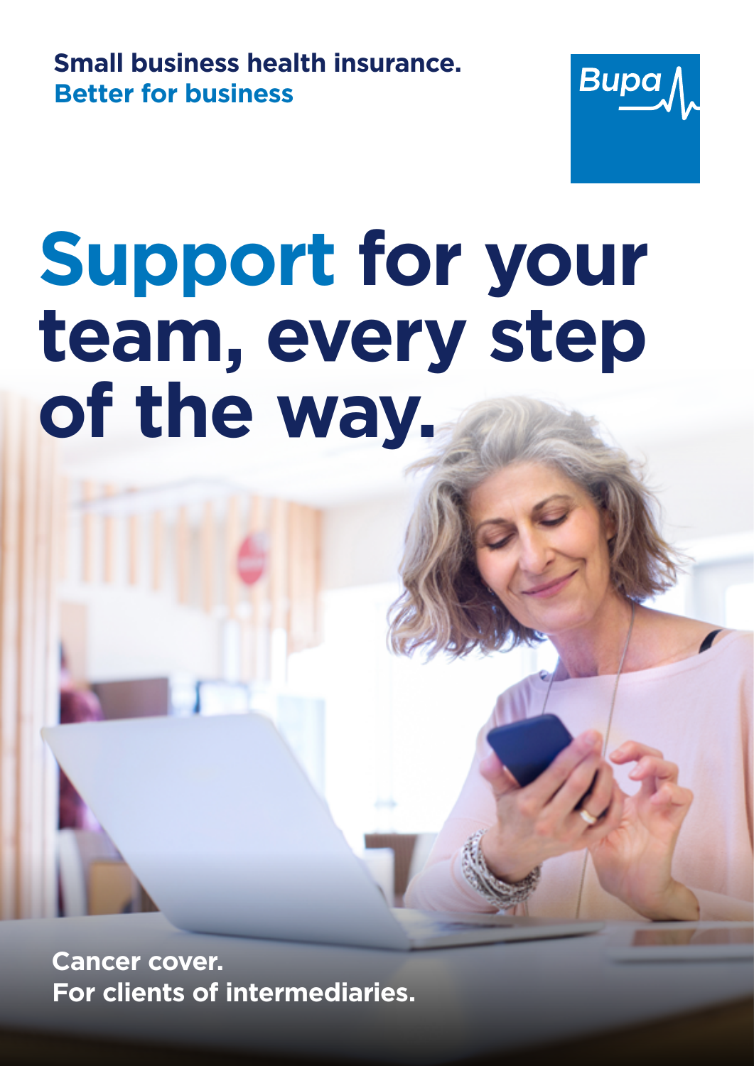**Small business health insurance.**
**Better for business**

Bupa

# Support for your team, every step of the way.

**Cancer cover.**
**For clients of intermediaries.**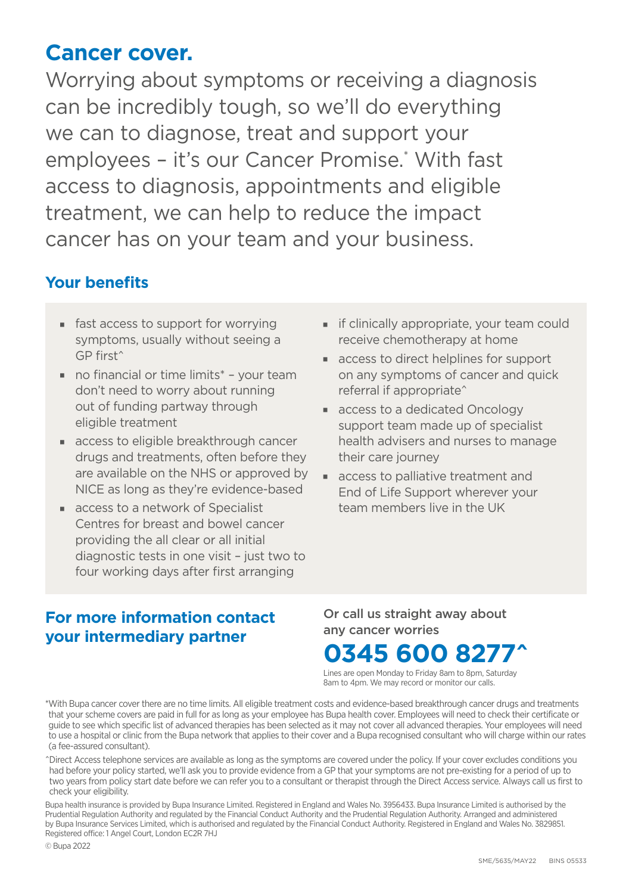# Cancer cover.

Worrying about symptoms or receiving a diagnosis can be incredibly tough, so we'll do everything we can to diagnose, treat and support your employees – it's our Cancer Promise.* With fast access to diagnosis, appointments and eligible treatment, we can help to reduce the impact cancer has on your team and your business.

## Your benefits

- fast access to support for worrying symptoms, usually without seeing a GP first^
- no financial or time limits* – your team don't need to worry about running out of funding partway through eligible treatment
- access to eligible breakthrough cancer drugs and treatments, often before they are available on the NHS or approved by NICE as long as they're evidence-based
- access to a network of Specialist Centres for breast and bowel cancer providing the all clear or all initial diagnostic tests in one visit – just two to four working days after first arranging
- if clinically appropriate, your team could receive chemotherapy at home
- access to direct helplines for support on any symptoms of cancer and quick referral if appropriate^
- access to a dedicated Oncology support team made up of specialist health advisers and nurses to manage their care journey
- access to palliative treatment and End of Life Support wherever your team members live in the UK

## For more information contact your intermediary partner

Or call us straight away about any cancer worries

**0345 600 8277^**

Lines are open Monday to Friday 8am to 8pm, Saturday 8am to 4pm. We may record or monitor our calls.

*With Bupa cancer cover there are no time limits. All eligible treatment costs and evidence-based breakthrough cancer drugs and treatments that your scheme covers are paid in full for as long as your employee has Bupa health cover. Employees will need to check their certificate or guide to see which specific list of advanced therapies has been selected as it may not cover all advanced therapies. Your employees will need to use a hospital or clinic from the Bupa network that applies to their cover and a Bupa recognised consultant who will charge within our rates (a fee-assured consultant).

^Direct Access telephone services are available as long as the symptoms are covered under the policy. If your cover excludes conditions you had before your policy started, we'll ask you to provide evidence from a GP that your symptoms are not pre-existing for a period of up to two years from policy start date before we can refer you to a consultant or therapist through the Direct Access service. Always call us first to check your eligibility.

Bupa health insurance is provided by Bupa Insurance Limited. Registered in England and Wales No. 3956433. Bupa Insurance Limited is authorised by the Prudential Regulation Authority and regulated by the Financial Conduct Authority and the Prudential Regulation Authority. Arranged and administered by Bupa Insurance Services Limited, which is authorised and regulated by the Financial Conduct Authority. Registered in England and Wales No. 3829851. Registered office: 1 Angel Court, London EC2R 7HJ

© Bupa 2022

SME/5635/MAY22 BINS 05533